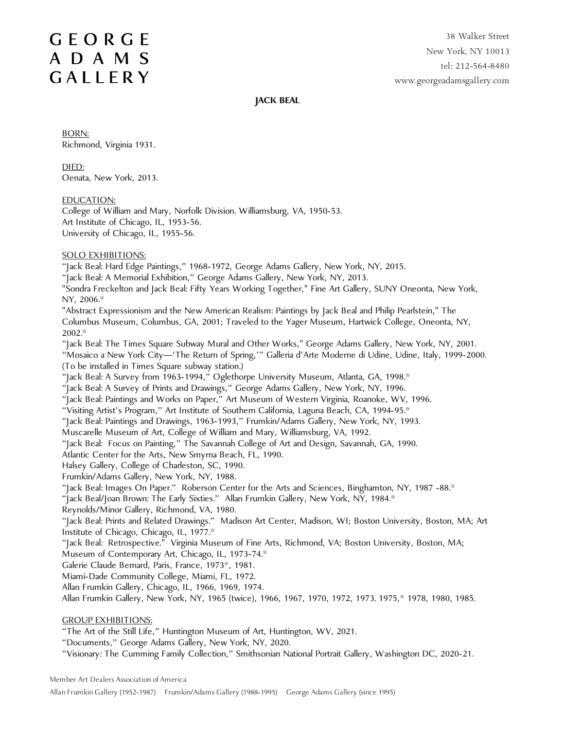# GEORGE ADAMS GALLERY

38 Walker Street
New York, NY 10013
tel: 212-564-8480
www.georgeadamsgallery.com

## JACK BEAL

BORN:
Richmond, Virginia 1931.

DIED:
Oenata, New York, 2013.

EDUCATION:
College of William and Mary, Norfolk Division. Williamsburg, VA, 1950-53.
Art Institute of Chicago, IL, 1953-56.
University of Chicago, IL, 1955-56.

SOLO EXHIBITIONS:
"Jack Beal: Hard Edge Paintings," 1968-1972, George Adams Gallery, New York, NY, 2015.
"Jack Beal: A Memorial Exhibition," George Adams Gallery, New York, NY, 2013.
"Sondra Freckelton and Jack Beal: Fifty Years Working Together," Fine Art Gallery, SUNY Oneonta, New York, NY, 2006.*
"Abstract Expressionism and the New American Realism: Paintings by Jack Beal and Philip Pearlstein," The Columbus Museum, Columbus, GA, 2001; Traveled to the Yager Museum, Hartwick College, Oneonta, NY, 2002.*
"Jack Beal: The Times Square Subway Mural and Other Works," George Adams Gallery, New York, NY, 2001.
"Mosaico a New York City—'The Return of Spring,'" Galleria d'Arte Moderne di Udine, Udine, Italy, 1999-2000. (To be installed in Times Square subway station.)
"Jack Beal: A Survey from 1963-1994," Oglethorpe University Museum, Atlanta, GA, 1998.*
"Jack Beal: A Survey of Prints and Drawings," George Adams Gallery, New York, NY, 1996.
"Jack Beal: Paintings and Works on Paper," Art Museum of Western Virginia, Roanoke, WV, 1996.
"Visiting Artist's Program," Art Institute of Southern California, Laguna Beach, CA, 1994-95.*
"Jack Beal: Paintings and Drawings, 1963-1993," Frumkin/Adams Gallery, New York, NY, 1993.
Muscarelle Museum of Art, College of William and Mary, Williamsburg, VA, 1992.
"Jack Beal: Focus on Painting," The Savannah College of Art and Design, Savannah, GA, 1990.
Atlantic Center for the Arts, New Smyrna Beach, FL, 1990.
Halsey Gallery, College of Charleston, SC, 1990.
Frumkin/Adams Gallery, New York, NY, 1988.
"Jack Beal: Images On Paper." Roberson Center for the Arts and Sciences, Binghamton, NY, 1987 -88.*
"Jack Beal/Joan Brown: The Early Sixties." Allan Frumkin Gallery, New York, NY, 1984.*
Reynolds/Minor Gallery, Richmond, VA, 1980.
"Jack Beal: Prints and Related Drawings." Madison Art Center, Madison, WI; Boston University, Boston, MA; Art Institute of Chicago, Chicago, IL, 1977.*
"Jack Beal: Retrospective." Virginia Museum of Fine Arts, Richmond, VA; Boston University, Boston, MA; Museum of Contemporary Art, Chicago, IL, 1973-74.*
Galerie Claude Bernard, Paris, France, 1973*, 1981.
Miami-Dade Community College, Miami, FL, 1972.
Allan Frumkin Gallery, Chicago, IL, 1966, 1969, 1974.
Allan Frumkin Gallery, New York, NY, 1965 (twice), 1966, 1967, 1970, 1972, 1973. 1975,* 1978, 1980, 1985.

GROUP EXHIBITIONS:
"The Art of the Still Life," Huntington Museum of Art, Huntington, WV, 2021.
"Documents," George Adams Gallery, New York, NY, 2020.
"Visionary: The Cumming Family Collection," Smithsonian National Portrait Gallery, Washington DC, 2020-21.

Member Art Dealers Association of America
Allan Frumkin Gallery (1952-1987) Frumkin/Adams Gallery (1988-1995) George Adams Gallery (since 1995)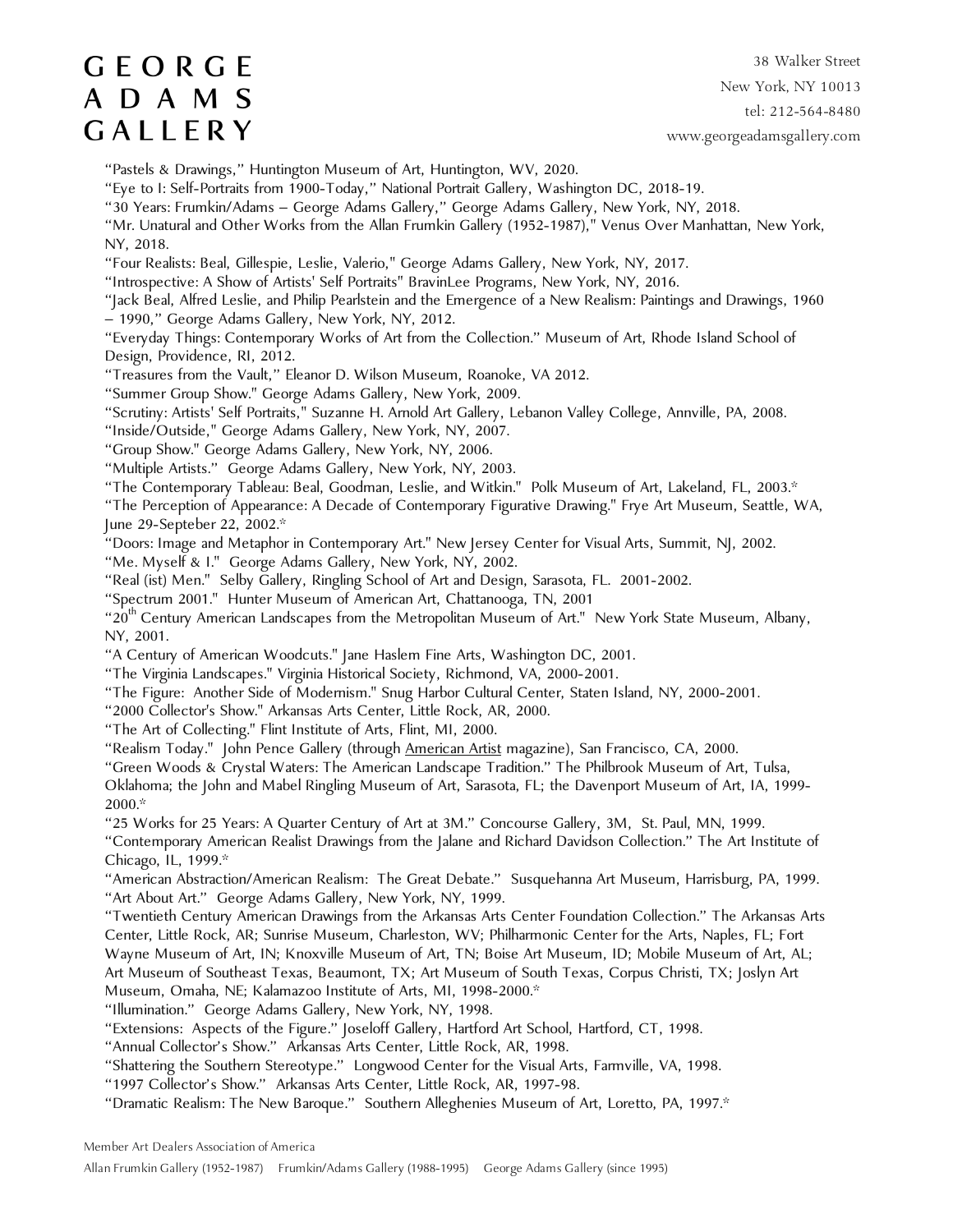"Pastels & Drawings," Huntington Museum of Art, Huntington, WV, 2020.
"Eye to I: Self-Portraits from 1900-Today," National Portrait Gallery, Washington DC, 2018-19.
"30 Years: Frumkin/Adams – George Adams Gallery," George Adams Gallery, New York, NY, 2018.
"Mr. Unatural and Other Works from the Allan Frumkin Gallery (1952-1987)," Venus Over Manhattan, New York, NY, 2018.
"Four Realists: Beal, Gillespie, Leslie, Valerio," George Adams Gallery, New York, NY, 2017.
"Introspective: A Show of Artists' Self Portraits" BravinLee Programs, New York, NY, 2016.
"Jack Beal, Alfred Leslie, and Philip Pearlstein and the Emergence of a New Realism: Paintings and Drawings, 1960 – 1990," George Adams Gallery, New York, NY, 2012.
"Everyday Things: Contemporary Works of Art from the Collection." Museum of Art, Rhode Island School of Design, Providence, RI, 2012.
"Treasures from the Vault," Eleanor D. Wilson Museum, Roanoke, VA 2012.
"Summer Group Show." George Adams Gallery, New York, 2009.
"Scrutiny: Artists' Self Portraits," Suzanne H. Arnold Art Gallery, Lebanon Valley College, Annville, PA, 2008.
"Inside/Outside," George Adams Gallery, New York, NY, 2007.
"Group Show." George Adams Gallery, New York, NY, 2006.
"Multiple Artists." George Adams Gallery, New York, NY, 2003.
"The Contemporary Tableau: Beal, Goodman, Leslie, and Witkin." Polk Museum of Art, Lakeland, FL, 2003.*
"The Perception of Appearance: A Decade of Contemporary Figurative Drawing." Frye Art Museum, Seattle, WA, June 29-Septeber 22, 2002.*
"Doors: Image and Metaphor in Contemporary Art." New Jersey Center for Visual Arts, Summit, NJ, 2002.
"Me. Myself & I." George Adams Gallery, New York, NY, 2002.
"Real (ist) Men." Selby Gallery, Ringling School of Art and Design, Sarasota, FL. 2001-2002.
"Spectrum 2001." Hunter Museum of American Art, Chattanooga, TN, 2001
"20th Century American Landscapes from the Metropolitan Museum of Art." New York State Museum, Albany, NY, 2001.
"A Century of American Woodcuts." Jane Haslem Fine Arts, Washington DC, 2001.
"The Virginia Landscapes." Virginia Historical Society, Richmond, VA, 2000-2001.
"The Figure: Another Side of Modernism." Snug Harbor Cultural Center, Staten Island, NY, 2000-2001.
"2000 Collector's Show." Arkansas Arts Center, Little Rock, AR, 2000.
"The Art of Collecting." Flint Institute of Arts, Flint, MI, 2000.
"Realism Today." John Pence Gallery (through American Artist magazine), San Francisco, CA, 2000.
"Green Woods & Crystal Waters: The American Landscape Tradition." The Philbrook Museum of Art, Tulsa, Oklahoma; the John and Mabel Ringling Museum of Art, Sarasota, FL; the Davenport Museum of Art, IA, 1999-2000.*
"25 Works for 25 Years: A Quarter Century of Art at 3M." Concourse Gallery, 3M, St. Paul, MN, 1999.
"Contemporary American Realist Drawings from the Jalane and Richard Davidson Collection." The Art Institute of Chicago, IL, 1999.*
"American Abstraction/American Realism: The Great Debate." Susquehanna Art Museum, Harrisburg, PA, 1999.
"Art About Art." George Adams Gallery, New York, NY, 1999.
"Twentieth Century American Drawings from the Arkansas Arts Center Foundation Collection." The Arkansas Arts Center, Little Rock, AR; Sunrise Museum, Charleston, WV; Philharmonic Center for the Arts, Naples, FL; Fort Wayne Museum of Art, IN; Knoxville Museum of Art, TN; Boise Art Museum, ID; Mobile Museum of Art, AL; Art Museum of Southeast Texas, Beaumont, TX; Art Museum of South Texas, Corpus Christi, TX; Joslyn Art Museum, Omaha, NE; Kalamazoo Institute of Arts, MI, 1998-2000.*
"Illumination." George Adams Gallery, New York, NY, 1998.
"Extensions: Aspects of the Figure." Joseloff Gallery, Hartford Art School, Hartford, CT, 1998.
"Annual Collector's Show." Arkansas Arts Center, Little Rock, AR, 1998.
"Shattering the Southern Stereotype." Longwood Center for the Visual Arts, Farmville, VA, 1998.
"1997 Collector's Show." Arkansas Arts Center, Little Rock, AR, 1997-98.
"Dramatic Realism: The New Baroque." Southern Alleghenies Museum of Art, Loretto, PA, 1997.*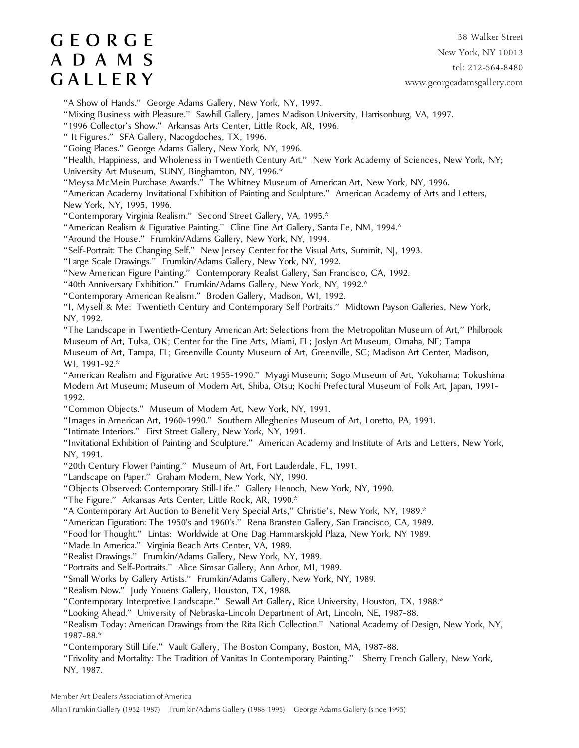"A Show of Hands." George Adams Gallery, New York, NY, 1997.
"Mixing Business with Pleasure." Sawhill Gallery, James Madison University, Harrisonburg, VA, 1997.
"1996 Collector's Show." Arkansas Arts Center, Little Rock, AR, 1996.
" It Figures." SFA Gallery, Nacogdoches, TX, 1996.
"Going Places." George Adams Gallery, New York, NY, 1996.
"Health, Happiness, and Wholeness in Twentieth Century Art." New York Academy of Sciences, New York, NY; University Art Museum, SUNY, Binghamton, NY, 1996.*
"Meysa McMein Purchase Awards." The Whitney Museum of American Art, New York, NY, 1996.
"American Academy Invitational Exhibition of Painting and Sculpture." American Academy of Arts and Letters, New York, NY, 1995, 1996.
"Contemporary Virginia Realism." Second Street Gallery, VA, 1995.*
"American Realism & Figurative Painting." Cline Fine Art Gallery, Santa Fe, NM, 1994.*
"Around the House." Frumkin/Adams Gallery, New York, NY, 1994.
"Self-Portrait: The Changing Self." New Jersey Center for the Visual Arts, Summit, NJ, 1993.
"Large Scale Drawings." Frumkin/Adams Gallery, New York, NY, 1992.
"New American Figure Painting." Contemporary Realist Gallery, San Francisco, CA, 1992.
"40th Anniversary Exhibition." Frumkin/Adams Gallery, New York, NY, 1992.*
"Contemporary American Realism." Broden Gallery, Madison, WI, 1992.
"I, Myself & Me: Twentieth Century and Contemporary Self Portraits." Midtown Payson Galleries, New York, NY, 1992.
"The Landscape in Twentieth-Century American Art: Selections from the Metropolitan Museum of Art," Philbrook Museum of Art, Tulsa, OK; Center for the Fine Arts, Miami, FL; Joslyn Art Museum, Omaha, NE; Tampa Museum of Art, Tampa, FL; Greenville County Museum of Art, Greenville, SC; Madison Art Center, Madison, WI, 1991-92.*
"American Realism and Figurative Art: 1955-1990." Myagi Museum; Sogo Museum of Art, Yokohama; Tokushima Modern Art Museum; Museum of Modern Art, Shiba, Otsu; Kochi Prefectural Museum of Folk Art, Japan, 1991-1992.
"Common Objects." Museum of Modern Art, New York, NY, 1991.
"Images in American Art, 1960-1990." Southern Alleghenies Museum of Art, Loretto, PA, 1991.
"Intimate Interiors." First Street Gallery, New York, NY, 1991.
"Invitational Exhibition of Painting and Sculpture." American Academy and Institute of Arts and Letters, New York, NY, 1991.
"20th Century Flower Painting." Museum of Art, Fort Lauderdale, FL, 1991.
"Landscape on Paper." Graham Modern, New York, NY, 1990.
"Objects Observed: Contemporary Still-Life." Gallery Henoch, New York, NY, 1990.
"The Figure." Arkansas Arts Center, Little Rock, AR, 1990.*
"A Contemporary Art Auction to Benefit Very Special Arts," Christie's, New York, NY, 1989.*
"American Figuration: The 1950's and 1960's." Rena Bransten Gallery, San Francisco, CA, 1989.
"Food for Thought." Lintas: Worldwide at One Dag Hammarskjold Plaza, New York, NY 1989.
"Made In America." Virginia Beach Arts Center, VA, 1989.
"Realist Drawings." Frumkin/Adams Gallery, New York, NY, 1989.
"Portraits and Self-Portraits." Alice Simsar Gallery, Ann Arbor, MI, 1989.
"Small Works by Gallery Artists." Frumkin/Adams Gallery, New York, NY, 1989.
"Realism Now." Judy Youens Gallery, Houston, TX, 1988.
"Contemporary Interpretive Landscape." Sewall Art Gallery, Rice University, Houston, TX, 1988.*
"Looking Ahead." University of Nebraska-Lincoln Department of Art, Lincoln, NE, 1987-88.
"Realism Today: American Drawings from the Rita Rich Collection." National Academy of Design, New York, NY, 1987-88.*
"Contemporary Still Life." Vault Gallery, The Boston Company, Boston, MA, 1987-88.
"Frivolity and Mortality: The Tradition of Vanitas In Contemporary Painting." Sherry French Gallery, New York, NY, 1987.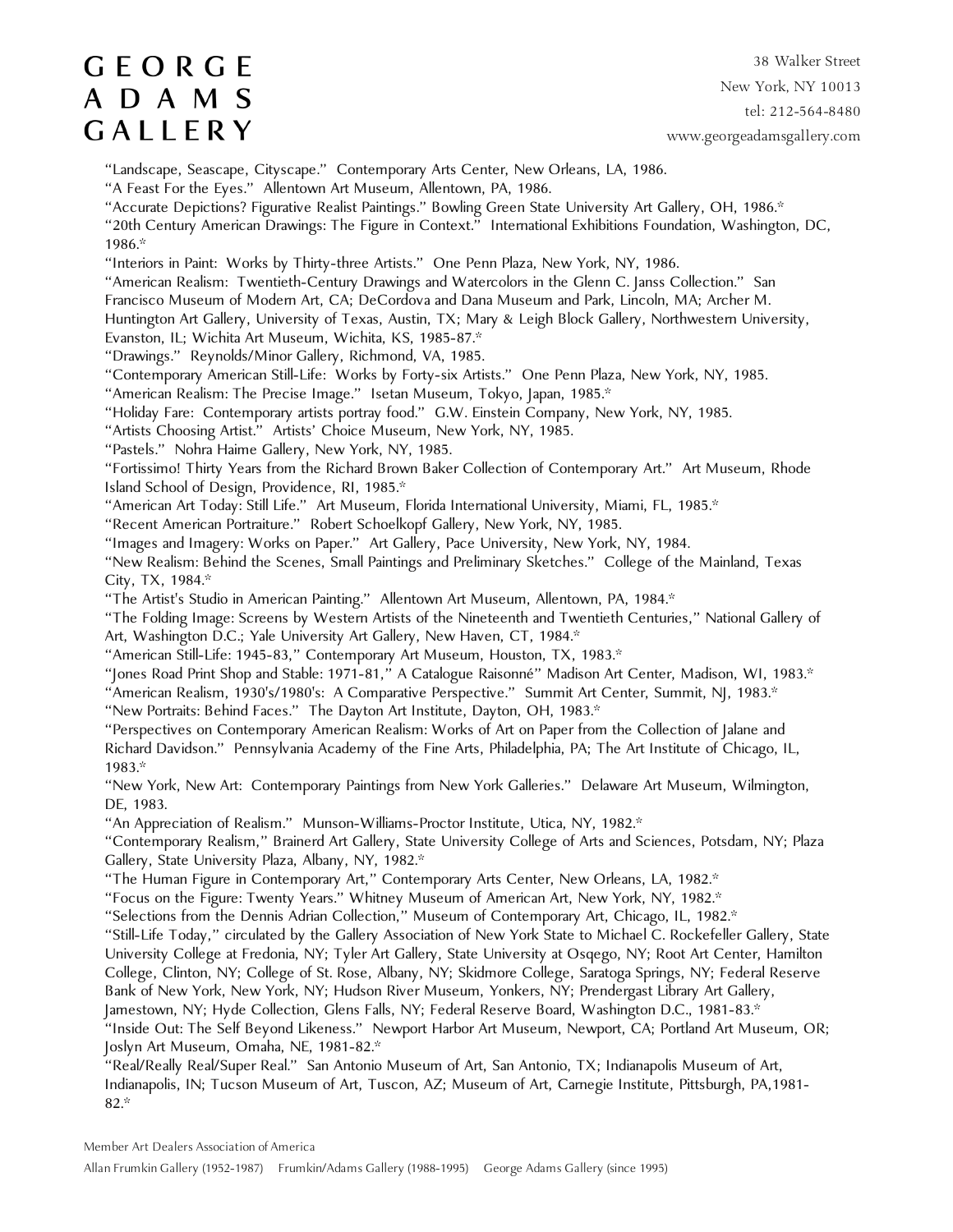"Landscape, Seascape, Cityscape." Contemporary Arts Center, New Orleans, LA, 1986.
"A Feast For the Eyes." Allentown Art Museum, Allentown, PA, 1986.
"Accurate Depictions? Figurative Realist Paintings." Bowling Green State University Art Gallery, OH, 1986.*
"20th Century American Drawings: The Figure in Context." International Exhibitions Foundation, Washington, DC, 1986.*
"Interiors in Paint: Works by Thirty-three Artists." One Penn Plaza, New York, NY, 1986.
"American Realism: Twentieth-Century Drawings and Watercolors in the Glenn C. Janss Collection." San Francisco Museum of Modern Art, CA; DeCordova and Dana Museum and Park, Lincoln, MA; Archer M. Huntington Art Gallery, University of Texas, Austin, TX; Mary & Leigh Block Gallery, Northwestern University, Evanston, IL; Wichita Art Museum, Wichita, KS, 1985-87.*
"Drawings." Reynolds/Minor Gallery, Richmond, VA, 1985.
"Contemporary American Still-Life: Works by Forty-six Artists." One Penn Plaza, New York, NY, 1985.
"American Realism: The Precise Image." Isetan Museum, Tokyo, Japan, 1985.*
"Holiday Fare: Contemporary artists portray food." G.W. Einstein Company, New York, NY, 1985.
"Artists Choosing Artist." Artists' Choice Museum, New York, NY, 1985.
"Pastels." Nohra Haime Gallery, New York, NY, 1985.
"Fortissimo! Thirty Years from the Richard Brown Baker Collection of Contemporary Art." Art Museum, Rhode Island School of Design, Providence, RI, 1985.*
"American Art Today: Still Life." Art Museum, Florida International University, Miami, FL, 1985.*
"Recent American Portraiture." Robert Schoelkopf Gallery, New York, NY, 1985.
"Images and Imagery: Works on Paper." Art Gallery, Pace University, New York, NY, 1984.
"New Realism: Behind the Scenes, Small Paintings and Preliminary Sketches." College of the Mainland, Texas City, TX, 1984.*
"The Artist's Studio in American Painting." Allentown Art Museum, Allentown, PA, 1984.*
"The Folding Image: Screens by Western Artists of the Nineteenth and Twentieth Centuries," National Gallery of Art, Washington D.C.; Yale University Art Gallery, New Haven, CT, 1984.*
"American Still-Life: 1945-83," Contemporary Art Museum, Houston, TX, 1983.*
"Jones Road Print Shop and Stable: 1971-81," A Catalogue Raisonné" Madison Art Center, Madison, WI, 1983.*
"American Realism, 1930's/1980's: A Comparative Perspective." Summit Art Center, Summit, NJ, 1983.*
"New Portraits: Behind Faces." The Dayton Art Institute, Dayton, OH, 1983.*
"Perspectives on Contemporary American Realism: Works of Art on Paper from the Collection of Jalane and Richard Davidson." Pennsylvania Academy of the Fine Arts, Philadelphia, PA; The Art Institute of Chicago, IL, 1983.*
"New York, New Art: Contemporary Paintings from New York Galleries." Delaware Art Museum, Wilmington, DE, 1983.
"An Appreciation of Realism." Munson-Williams-Proctor Institute, Utica, NY, 1982.*
"Contemporary Realism," Brainerd Art Gallery, State University College of Arts and Sciences, Potsdam, NY; Plaza Gallery, State University Plaza, Albany, NY, 1982.*
"The Human Figure in Contemporary Art," Contemporary Arts Center, New Orleans, LA, 1982.*
"Focus on the Figure: Twenty Years." Whitney Museum of American Art, New York, NY, 1982.*
"Selections from the Dennis Adrian Collection," Museum of Contemporary Art, Chicago, IL, 1982.*
"Still-Life Today," circulated by the Gallery Association of New York State to Michael C. Rockefeller Gallery, State University College at Fredonia, NY; Tyler Art Gallery, State University at Osqego, NY; Root Art Center, Hamilton College, Clinton, NY; College of St. Rose, Albany, NY; Skidmore College, Saratoga Springs, NY; Federal Reserve Bank of New York, New York, NY; Hudson River Museum, Yonkers, NY; Prendergast Library Art Gallery, Jamestown, NY; Hyde Collection, Glens Falls, NY; Federal Reserve Board, Washington D.C., 1981-83.*
"Inside Out: The Self Beyond Likeness." Newport Harbor Art Museum, Newport, CA; Portland Art Museum, OR; Joslyn Art Museum, Omaha, NE, 1981-82.*
"Real/Really Real/Super Real." San Antonio Museum of Art, San Antonio, TX; Indianapolis Museum of Art, Indianapolis, IN; Tucson Museum of Art, Tuscon, AZ; Museum of Art, Carnegie Institute, Pittsburgh, PA,1981-82.*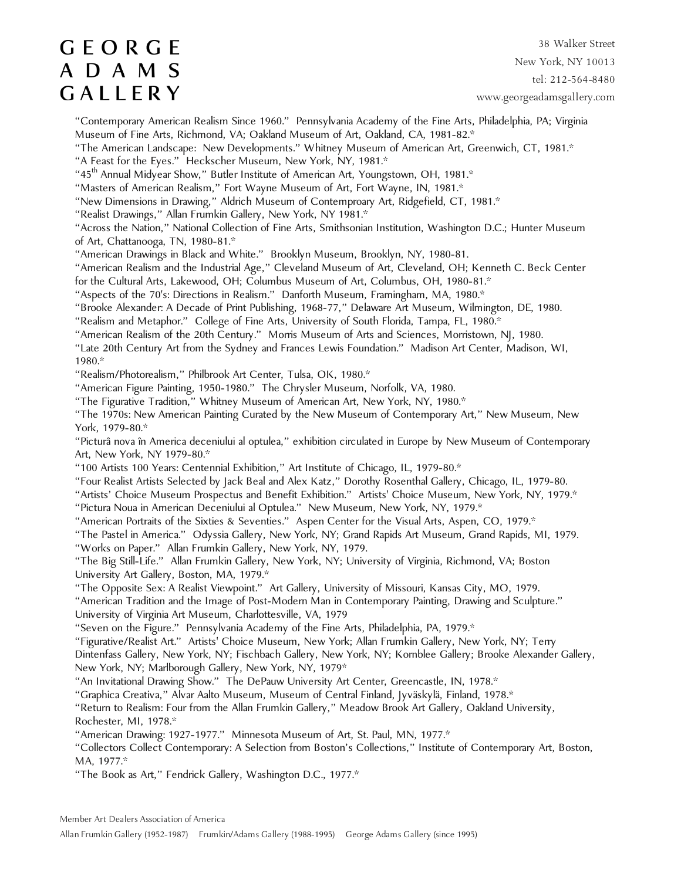"Contemporary American Realism Since 1960." Pennsylvania Academy of the Fine Arts, Philadelphia, PA; Virginia Museum of Fine Arts, Richmond, VA; Oakland Museum of Art, Oakland, CA, 1981-82.*

"The American Landscape: New Developments." Whitney Museum of American Art, Greenwich, CT, 1981.*

"A Feast for the Eyes." Heckscher Museum, New York, NY, 1981.*

"45th Annual Midyear Show," Butler Institute of American Art, Youngstown, OH, 1981.*

"Masters of American Realism," Fort Wayne Museum of Art, Fort Wayne, IN, 1981.*

"New Dimensions in Drawing," Aldrich Museum of Contemproary Art, Ridgefield, CT, 1981.*

"Realist Drawings," Allan Frumkin Gallery, New York, NY 1981.*

"Across the Nation," National Collection of Fine Arts, Smithsonian Institution, Washington D.C.; Hunter Museum of Art, Chattanooga, TN, 1980-81.*

"American Drawings in Black and White." Brooklyn Museum, Brooklyn, NY, 1980-81.

"American Realism and the Industrial Age," Cleveland Museum of Art, Cleveland, OH; Kenneth C. Beck Center for the Cultural Arts, Lakewood, OH; Columbus Museum of Art, Columbus, OH, 1980-81.*

"Aspects of the 70's: Directions in Realism." Danforth Museum, Framingham, MA, 1980.*

"Brooke Alexander: A Decade of Print Publishing, 1968-77," Delaware Art Museum, Wilmington, DE, 1980.

"Realism and Metaphor." College of Fine Arts, University of South Florida, Tampa, FL, 1980.*

"American Realism of the 20th Century." Morris Museum of Arts and Sciences, Morristown, NJ, 1980.

"Late 20th Century Art from the Sydney and Frances Lewis Foundation." Madison Art Center, Madison, WI, 1980.*

"Realism/Photorealism," Philbrook Art Center, Tulsa, OK, 1980.*

"American Figure Painting, 1950-1980." The Chrysler Museum, Norfolk, VA, 1980.

"The Figurative Tradition," Whitney Museum of American Art, New York, NY, 1980.*

"The 1970s: New American Painting Curated by the New Museum of Contemporary Art," New Museum, New York, 1979-80.*

"Picturâ nova în America deceniului al optulea," exhibition circulated in Europe by New Museum of Contemporary Art, New York, NY 1979-80.*

"100 Artists 100 Years: Centennial Exhibition," Art Institute of Chicago, IL, 1979-80.*

"Four Realist Artists Selected by Jack Beal and Alex Katz," Dorothy Rosenthal Gallery, Chicago, IL, 1979-80.

"Artists' Choice Museum Prospectus and Benefit Exhibition." Artists' Choice Museum, New York, NY, 1979.*

"Pictura Noua in American Deceniului al Optulea." New Museum, New York, NY, 1979.*

"American Portraits of the Sixties & Seventies." Aspen Center for the Visual Arts, Aspen, CO, 1979.*

"The Pastel in America." Odyssia Gallery, New York, NY; Grand Rapids Art Museum, Grand Rapids, MI, 1979.

"Works on Paper." Allan Frumkin Gallery, New York, NY, 1979.

"The Big Still-Life." Allan Frumkin Gallery, New York, NY; University of Virginia, Richmond, VA; Boston University Art Gallery, Boston, MA, 1979.*

"The Opposite Sex: A Realist Viewpoint." Art Gallery, University of Missouri, Kansas City, MO, 1979.

"American Tradition and the Image of Post-Modern Man in Contemporary Painting, Drawing and Sculpture." University of Virginia Art Museum, Charlottesville, VA, 1979

"Seven on the Figure." Pennsylvania Academy of the Fine Arts, Philadelphia, PA, 1979.*

"Figurative/Realist Art." Artists' Choice Museum, New York; Allan Frumkin Gallery, New York, NY; Terry Dintenfass Gallery, New York, NY; Fischbach Gallery, New York, NY; Kornblee Gallery; Brooke Alexander Gallery, New York, NY; Marlborough Gallery, New York, NY, 1979*

"An Invitational Drawing Show." The DePauw University Art Center, Greencastle, IN, 1978.*

"Graphica Creativa," Alvar Aalto Museum, Museum of Central Finland, Jyväskylä, Finland, 1978.*

"Return to Realism: Four from the Allan Frumkin Gallery," Meadow Brook Art Gallery, Oakland University, Rochester, MI, 1978.*

"American Drawing: 1927-1977." Minnesota Museum of Art, St. Paul, MN, 1977.*

"Collectors Collect Contemporary: A Selection from Boston's Collections," Institute of Contemporary Art, Boston, MA, 1977.*

"The Book as Art," Fendrick Gallery, Washington D.C., 1977.*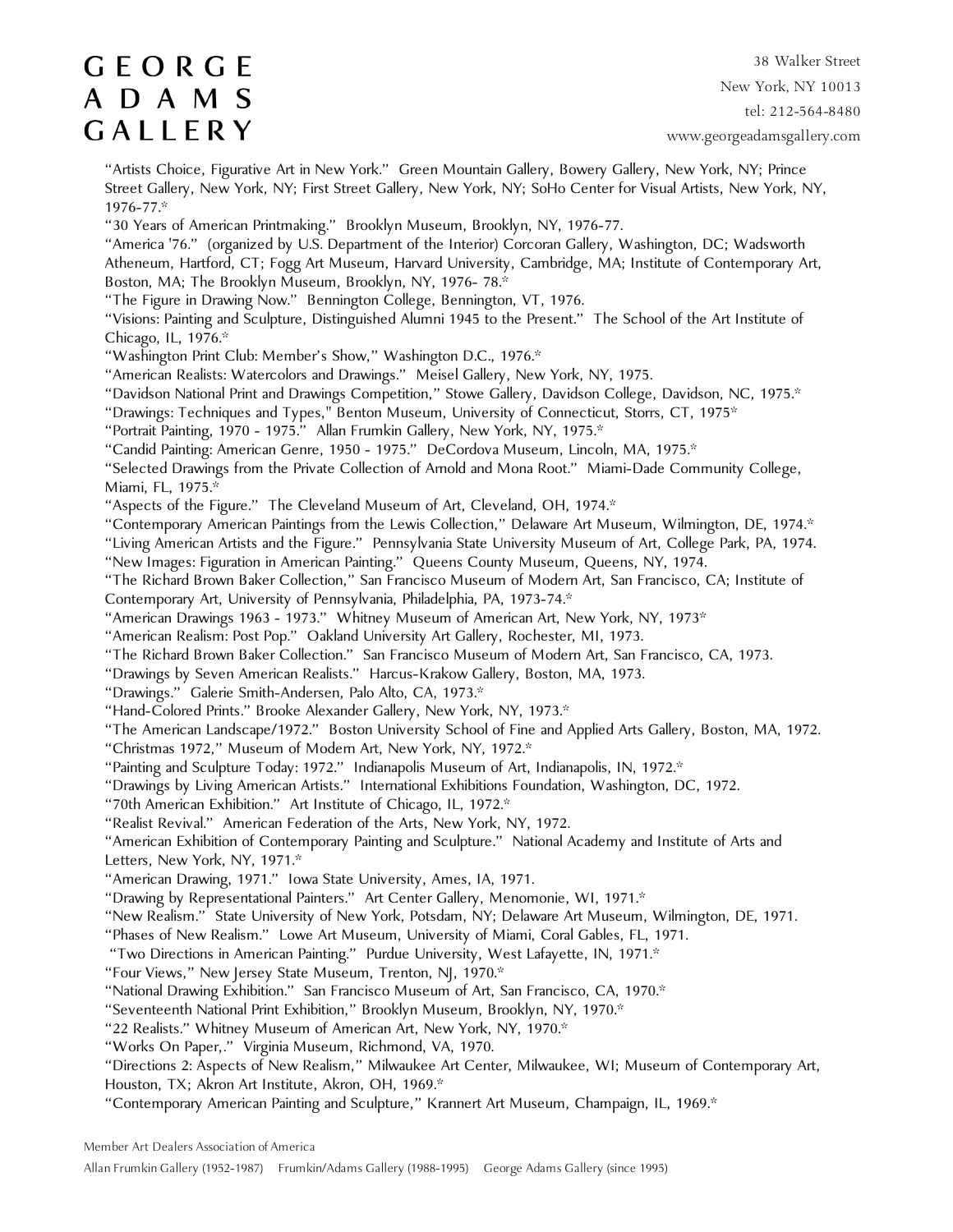"Artists Choice, Figurative Art in New York." Green Mountain Gallery, Bowery Gallery, New York, NY; Prince Street Gallery, New York, NY; First Street Gallery, New York, NY; SoHo Center for Visual Artists, New York, NY, 1976-77.*

"30 Years of American Printmaking." Brooklyn Museum, Brooklyn, NY, 1976-77.

"America '76." (organized by U.S. Department of the Interior) Corcoran Gallery, Washington, DC; Wadsworth Atheneum, Hartford, CT; Fogg Art Museum, Harvard University, Cambridge, MA; Institute of Contemporary Art, Boston, MA; The Brooklyn Museum, Brooklyn, NY, 1976- 78.*

"The Figure in Drawing Now." Bennington College, Bennington, VT, 1976.

"Visions: Painting and Sculpture, Distinguished Alumni 1945 to the Present." The School of the Art Institute of Chicago, IL, 1976.*

"Washington Print Club: Member's Show," Washington D.C., 1976.*

"American Realists: Watercolors and Drawings." Meisel Gallery, New York, NY, 1975.

"Davidson National Print and Drawings Competition," Stowe Gallery, Davidson College, Davidson, NC, 1975.*

"Drawings: Techniques and Types," Benton Museum, University of Connecticut, Storrs, CT, 1975*

"Portrait Painting, 1970 - 1975." Allan Frumkin Gallery, New York, NY, 1975.*

"Candid Painting: American Genre, 1950 - 1975." DeCordova Museum, Lincoln, MA, 1975.*

"Selected Drawings from the Private Collection of Arnold and Mona Root." Miami-Dade Community College, Miami, FL, 1975.*

"Aspects of the Figure." The Cleveland Museum of Art, Cleveland, OH, 1974.*

"Contemporary American Paintings from the Lewis Collection," Delaware Art Museum, Wilmington, DE, 1974.*

"Living American Artists and the Figure." Pennsylvania State University Museum of Art, College Park, PA, 1974.

"New Images: Figuration in American Painting." Queens County Museum, Queens, NY, 1974.

"The Richard Brown Baker Collection," San Francisco Museum of Modern Art, San Francisco, CA; Institute of Contemporary Art, University of Pennsylvania, Philadelphia, PA, 1973-74.*

"American Drawings 1963 - 1973." Whitney Museum of American Art, New York, NY, 1973*

"American Realism: Post Pop." Oakland University Art Gallery, Rochester, MI, 1973.

"The Richard Brown Baker Collection." San Francisco Museum of Modern Art, San Francisco, CA, 1973.

"Drawings by Seven American Realists." Harcus-Krakow Gallery, Boston, MA, 1973.

"Drawings." Galerie Smith-Andersen, Palo Alto, CA, 1973.*

"Hand-Colored Prints." Brooke Alexander Gallery, New York, NY, 1973.*

"The American Landscape/1972." Boston University School of Fine and Applied Arts Gallery, Boston, MA, 1972.

"Christmas 1972," Museum of Modern Art, New York, NY, 1972.*

"Painting and Sculpture Today: 1972." Indianapolis Museum of Art, Indianapolis, IN, 1972.*

"Drawings by Living American Artists." International Exhibitions Foundation, Washington, DC, 1972.

"70th American Exhibition." Art Institute of Chicago, IL, 1972.*

"Realist Revival." American Federation of the Arts, New York, NY, 1972.

"American Exhibition of Contemporary Painting and Sculpture." National Academy and Institute of Arts and Letters, New York, NY, 1971.*

"American Drawing, 1971." Iowa State University, Ames, IA, 1971.

"Drawing by Representational Painters." Art Center Gallery, Menomonie, WI, 1971.*

"New Realism." State University of New York, Potsdam, NY; Delaware Art Museum, Wilmington, DE, 1971.

"Phases of New Realism." Lowe Art Museum, University of Miami, Coral Gables, FL, 1971.

"Two Directions in American Painting." Purdue University, West Lafayette, IN, 1971.*

"Four Views," New Jersey State Museum, Trenton, NJ, 1970.*

"National Drawing Exhibition." San Francisco Museum of Art, San Francisco, CA, 1970.*

"Seventeenth National Print Exhibition," Brooklyn Museum, Brooklyn, NY, 1970.*

"22 Realists." Whitney Museum of American Art, New York, NY, 1970.*

"Works On Paper,." Virginia Museum, Richmond, VA, 1970.

"Directions 2: Aspects of New Realism," Milwaukee Art Center, Milwaukee, WI; Museum of Contemporary Art, Houston, TX; Akron Art Institute, Akron, OH, 1969.*

"Contemporary American Painting and Sculpture," Krannert Art Museum, Champaign, IL, 1969.*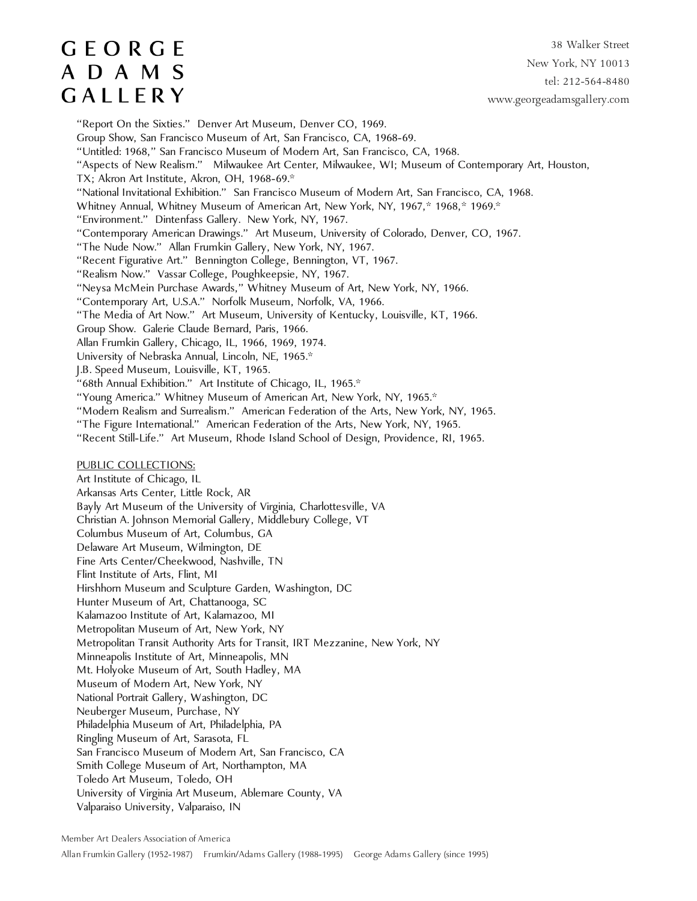"Report On the Sixties." Denver Art Museum, Denver CO, 1969.
Group Show, San Francisco Museum of Art, San Francisco, CA, 1968-69.
"Untitled: 1968," San Francisco Museum of Modern Art, San Francisco, CA, 1968.
"Aspects of New Realism." Milwaukee Art Center, Milwaukee, WI; Museum of Contemporary Art, Houston, TX; Akron Art Institute, Akron, OH, 1968-69.*
"National Invitational Exhibition." San Francisco Museum of Modern Art, San Francisco, CA, 1968.
Whitney Annual, Whitney Museum of American Art, New York, NY, 1967,* 1968,* 1969.*
"Environment." Dintenfass Gallery. New York, NY, 1967.
"Contemporary American Drawings." Art Museum, University of Colorado, Denver, CO, 1967.
"The Nude Now." Allan Frumkin Gallery, New York, NY, 1967.
"Recent Figurative Art." Bennington College, Bennington, VT, 1967.
"Realism Now." Vassar College, Poughkeepsie, NY, 1967.
"Neysa McMein Purchase Awards," Whitney Museum of Art, New York, NY, 1966.
"Contemporary Art, U.S.A." Norfolk Museum, Norfolk, VA, 1966.
"The Media of Art Now." Art Museum, University of Kentucky, Louisville, KT, 1966.
Group Show. Galerie Claude Bernard, Paris, 1966.
Allan Frumkin Gallery, Chicago, IL, 1966, 1969, 1974.
University of Nebraska Annual, Lincoln, NE, 1965.*
J.B. Speed Museum, Louisville, KT, 1965.
"68th Annual Exhibition." Art Institute of Chicago, IL, 1965.*
"Young America." Whitney Museum of American Art, New York, NY, 1965.*
"Modern Realism and Surrealism." American Federation of the Arts, New York, NY, 1965.
"The Figure International." American Federation of the Arts, New York, NY, 1965.
"Recent Still-Life." Art Museum, Rhode Island School of Design, Providence, RI, 1965.

PUBLIC COLLECTIONS:

Art Institute of Chicago, IL
Arkansas Arts Center, Little Rock, AR
Bayly Art Museum of the University of Virginia, Charlottesville, VA
Christian A. Johnson Memorial Gallery, Middlebury College, VT
Columbus Museum of Art, Columbus, GA
Delaware Art Museum, Wilmington, DE
Fine Arts Center/Cheekwood, Nashville, TN
Flint Institute of Arts, Flint, MI
Hirshhorn Museum and Sculpture Garden, Washington, DC
Hunter Museum of Art, Chattanooga, SC
Kalamazoo Institute of Art, Kalamazoo, MI
Metropolitan Museum of Art, New York, NY
Metropolitan Transit Authority Arts for Transit, IRT Mezzanine, New York, NY
Minneapolis Institute of Art, Minneapolis, MN
Mt. Holyoke Museum of Art, South Hadley, MA
Museum of Modern Art, New York, NY
National Portrait Gallery, Washington, DC
Neuberger Museum, Purchase, NY
Philadelphia Museum of Art, Philadelphia, PA
Ringling Museum of Art, Sarasota, FL
San Francisco Museum of Modern Art, San Francisco, CA
Smith College Museum of Art, Northampton, MA
Toledo Art Museum, Toledo, OH
University of Virginia Art Museum, Ablemare County, VA
Valparaiso University, Valparaiso, IN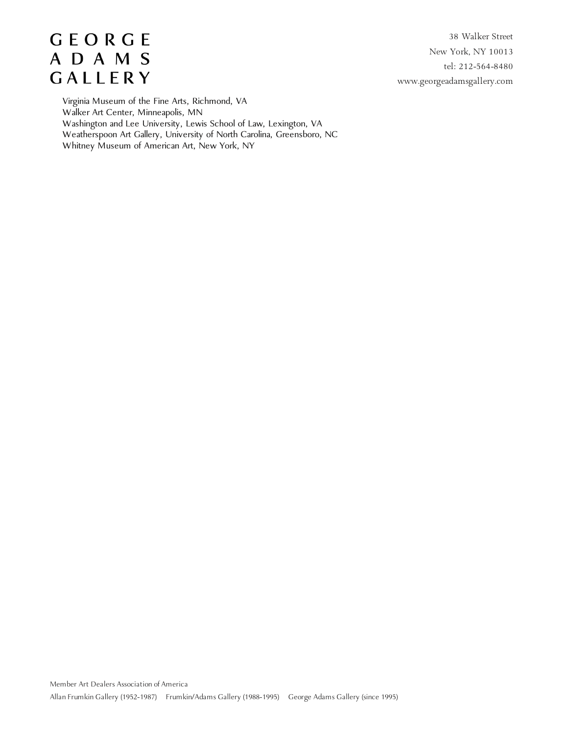Virginia Museum of the Fine Arts, Richmond, VA
Walker Art Center, Minneapolis, MN
Washington and Lee University, Lewis School of Law, Lexington, VA
Weatherspoon Art Gallery, University of North Carolina, Greensboro, NC
Whitney Museum of American Art, New York, NY